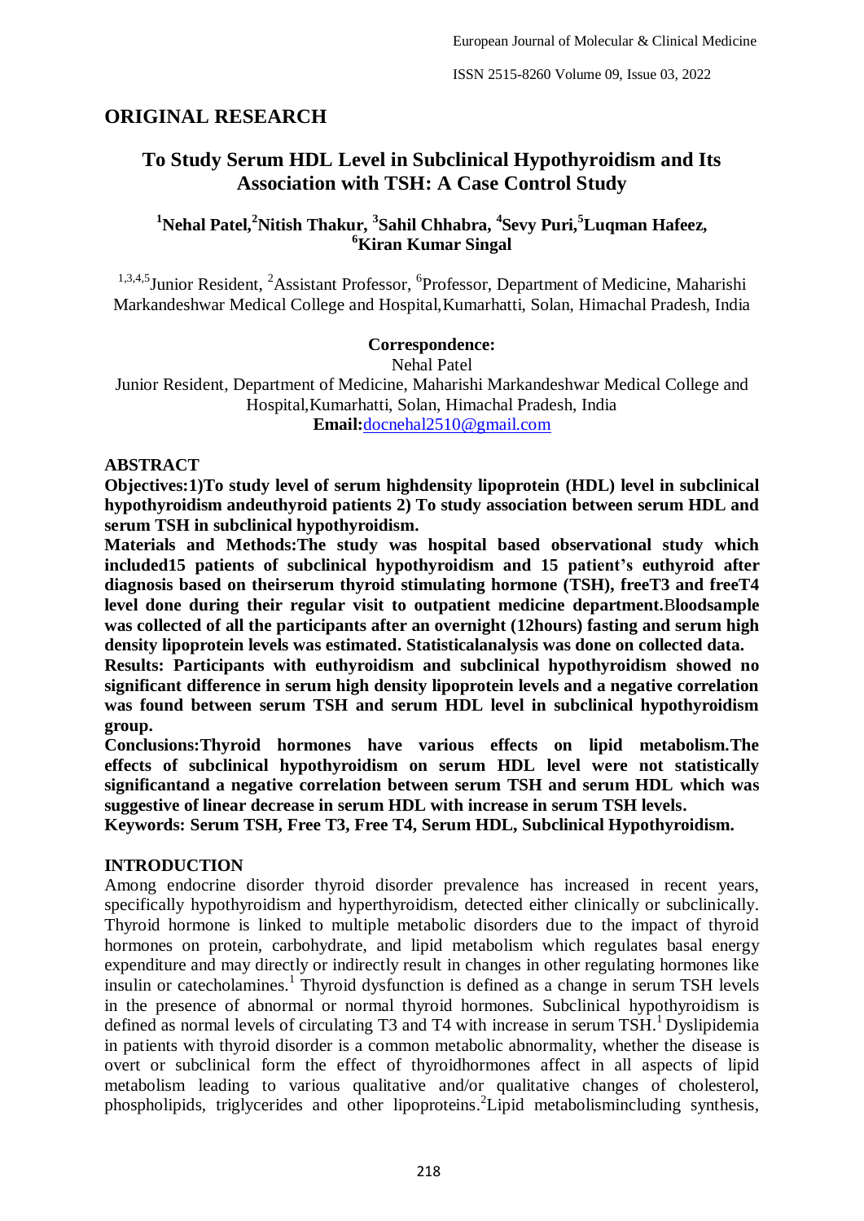## ORIGINAL RESEARCH

# To Study Serum HDL Level in Subclinical Hypothyroidism and Its Association with TSH: A Case Control Study

**[1]Nehal Patel,[2]Nitish Thakur, [3]Sahil Chhabra, [4]Sevy Puri,[5]Luqman Hafeez, [6]Kiran Kumar Singal**

[1,3,4,5]Junior Resident, [2]Assistant Professor, [6]Professor, Department of Medicine, Maharishi Markandeshwar Medical College and Hospital,Kumarhatti, Solan, Himachal Pradesh, India

**Correspondence:**

Nehal Patel

Junior Resident, Department of Medicine, Maharishi Markandeshwar Medical College and Hospital,Kumarhatti, Solan, Himachal Pradesh, India

**Email:**docnehal2510@gmail.com

## ABSTRACT

**Objectives:1)To study level of serum highdensity lipoprotein (HDL) level in subclinical hypothyroidism andeuthyroid patients 2) To study association between serum HDL and serum TSH in subclinical hypothyroidism.**

**Materials and Methods:The study was hospital based observational study which included15 patients of subclinical hypothyroidism and 15 patient's euthyroid after diagnosis based on theirserum thyroid stimulating hormone (TSH), freeT3 and freeT4 level done during their regular visit to outpatient medicine department.Bloodsample was collected of all the participants after an overnight (12hours) fasting and serum high density lipoprotein levels were estimated. Statisticalanalysis was done on collected data.**

**Results: Participants with euthyroidism and subclinical hypothyroidism showed no significant difference in serum high density lipoprotein levels and a negative correlation was found between serum TSH and serum HDL level in subclinical hypothyroidism group.**

**Conclusions:Thyroid hormones have various effects on lipid metabolism.The effects of subclinical hypothyroidism on serum HDL level were not statistically significantand a negative correlation between serum TSH and serum HDL which was suggestive of linear decrease in serum HDL with increase in serum TSH levels.**

**Keywords: Serum TSH, Free T3, Free T4, Serum HDL, Subclinical Hypothyroidism.**

## INTRODUCTION

Among endocrine disorder thyroid disorder prevalence has increased in recent years, specifically hypothyroidism and hyperthyroidism, detected either clinically or subclinically. Thyroid hormone is linked to multiple metabolic disorders due to the impact of thyroid hormones on protein, carbohydrate, and lipid metabolism which regulates basal energy expenditure and may directly or indirectly result in changes in other regulating hormones like insulin or catecholamines.[1] Thyroid dysfunction is defined as a change in serum TSH levels in the presence of abnormal or normal thyroid hormones. Subclinical hypothyroidism is defined as normal levels of circulating T3 and T4 with increase in serum TSH.[1] Dyslipidemia in patients with thyroid disorder is a common metabolic abnormality, whether the disease is overt or subclinical form the effect of thyroidhormones affect in all aspects of lipid metabolism leading to various qualitative and/or qualitative changes of cholesterol, phospholipids, triglycerides and other lipoproteins.[2]Lipid metabolismincluding synthesis,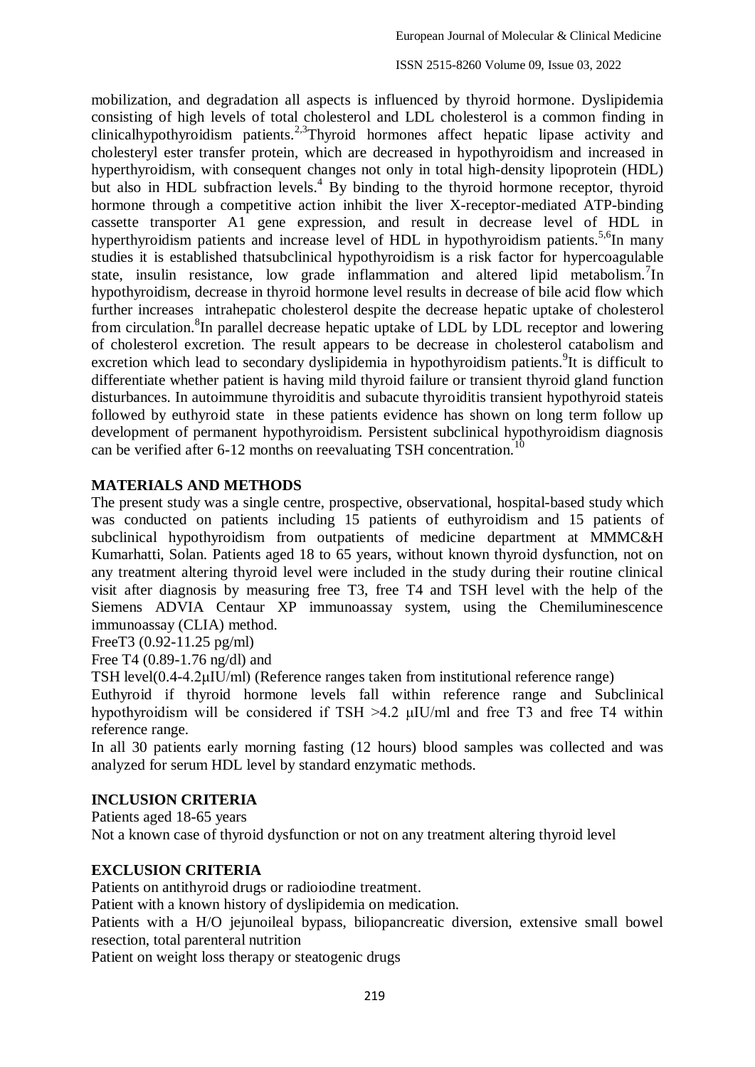mobilization, and degradation all aspects is influenced by thyroid hormone. Dyslipidemia consisting of high levels of total cholesterol and LDL cholesterol is a common finding in clinicalhypothyroidism patients.[2,3]Thyroid hormones affect hepatic lipase activity and cholesteryl ester transfer protein, which are decreased in hypothyroidism and increased in hyperthyroidism, with consequent changes not only in total high-density lipoprotein (HDL) but also in HDL subfraction levels.[4] By binding to the thyroid hormone receptor, thyroid hormone through a competitive action inhibit the liver X-receptor-mediated ATP-binding cassette transporter A1 gene expression, and result in decrease level of HDL in hyperthyroidism patients and increase level of HDL in hypothyroidism patients.[5,6]In many studies it is established thatsubclinical hypothyroidism is a risk factor for hypercoagulable state, insulin resistance, low grade inflammation and altered lipid metabolism.[7]In hypothyroidism, decrease in thyroid hormone level results in decrease of bile acid flow which further increases intrahepatic cholesterol despite the decrease hepatic uptake of cholesterol from circulation.[8]In parallel decrease hepatic uptake of LDL by LDL receptor and lowering of cholesterol excretion. The result appears to be decrease in cholesterol catabolism and excretion which lead to secondary dyslipidemia in hypothyroidism patients.[9]It is difficult to differentiate whether patient is having mild thyroid failure or transient thyroid gland function disturbances. In autoimmune thyroiditis and subacute thyroiditis transient hypothyroid stateis followed by euthyroid state in these patients evidence has shown on long term follow up development of permanent hypothyroidism. Persistent subclinical hypothyroidism diagnosis can be verified after 6-12 months on reevaluating TSH concentration.[10]

## MATERIALS AND METHODS

The present study was a single centre, prospective, observational, hospital-based study which was conducted on patients including 15 patients of euthyroidism and 15 patients of subclinical hypothyroidism from outpatients of medicine department at MMMC&H Kumarhatti, Solan. Patients aged 18 to 65 years, without known thyroid dysfunction, not on any treatment altering thyroid level were included in the study during their routine clinical visit after diagnosis by measuring free T3, free T4 and TSH level with the help of the Siemens ADVIA Centaur XP immunoassay system, using the Chemiluminescence immunoassay (CLIA) method.

FreeT3 (0.92-11.25 pg/ml)

Free T4 (0.89-1.76 ng/dl) and

TSH level(0.4-4.2µIU/ml) (Reference ranges taken from institutional reference range)

Euthyroid if thyroid hormone levels fall within reference range and Subclinical hypothyroidism will be considered if TSH >4.2 µIU/ml and free T3 and free T4 within reference range.

In all 30 patients early morning fasting (12 hours) blood samples was collected and was analyzed for serum HDL level by standard enzymatic methods.

## INCLUSION CRITERIA

Patients aged 18-65 years

Not a known case of thyroid dysfunction or not on any treatment altering thyroid level

## EXCLUSION CRITERIA

Patients on antithyroid drugs or radioiodine treatment.

Patient with a known history of dyslipidemia on medication.

Patients with a H/O jejunoileal bypass, biliopancreatic diversion, extensive small bowel resection, total parenteral nutrition

Patient on weight loss therapy or steatogenic drugs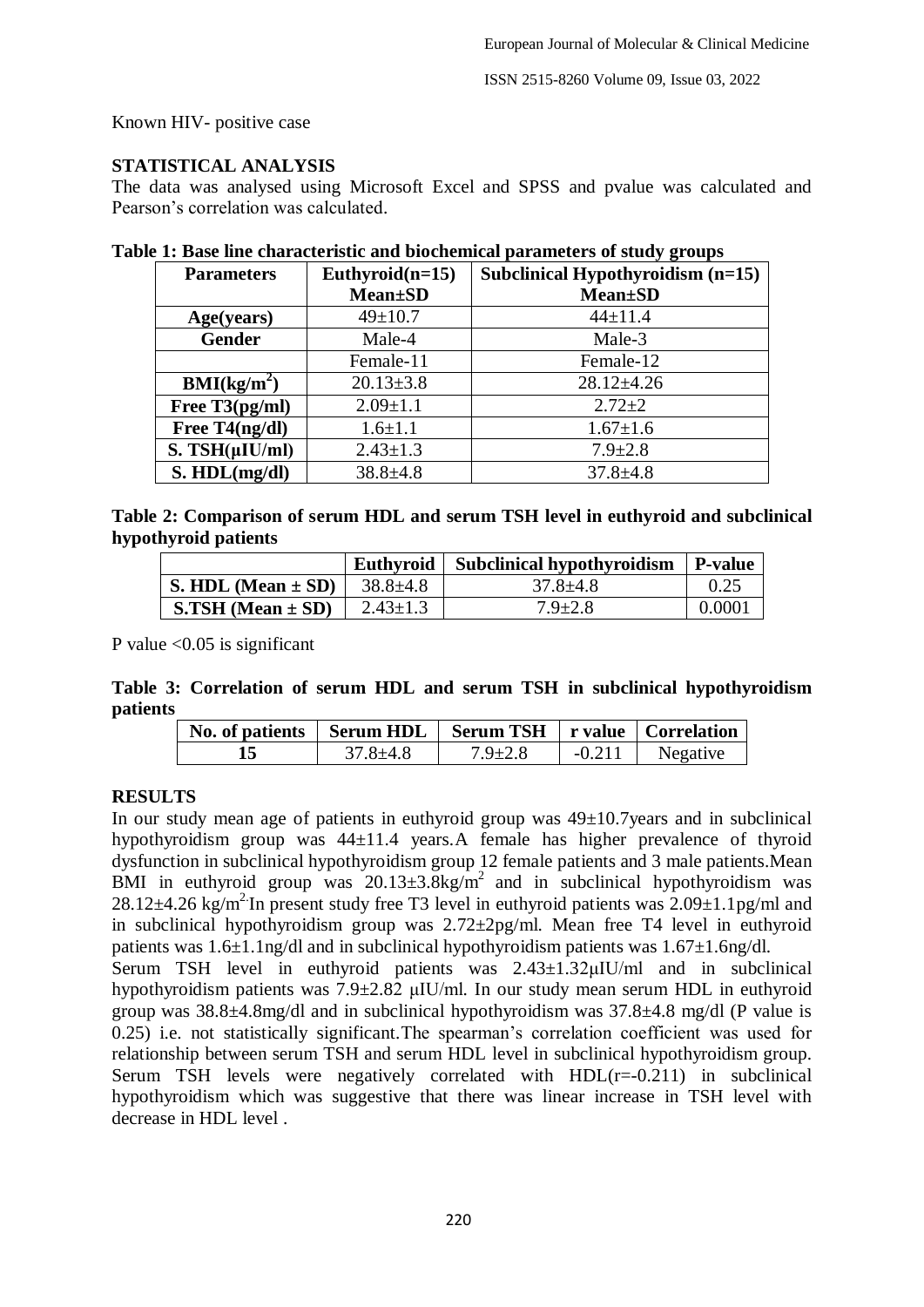Known HIV- positive case

## STATISTICAL ANALYSIS

The data was analysed using Microsoft Excel and SPSS and pvalue was calculated and Pearson's correlation was calculated.

**Table 1: Base line characteristic and biochemical parameters of study groups**

| Parameters | Euthyroid(n=15) Mean±SD | Subclinical Hypothyroidism (n=15) Mean±SD |
|---|---|---|
| **Age(years)** | 49±10.7 | 44±11.4 |
| **Gender** | Male-4 | Male-3 |
| | Female-11 | Female-12 |
| **BMI(kg/m$^2$)** | 20.13±3.8 | 28.12±4.26 |
| **Free T3(pg/ml)** | 2.09±1.1 | 2.72±2 |
| **Free T4(ng/dl)** | 1.6±1.1 | 1.67±1.6 |
| **S. TSH(µIU/ml)** | 2.43±1.3 | 7.9±2.8 |
| **S. HDL(mg/dl)** | 38.8±4.8 | 37.8±4.8 |

**Table 2: Comparison of serum HDL and serum TSH level in euthyroid and subclinical hypothyroid patients**

| | Euthyroid | Subclinical hypothyroidism | P-value |
|---|---|---|---|
| **S. HDL (Mean ± SD)** | 38.8±4.8 | 37.8±4.8 | 0.25 |
| **S.TSH (Mean ± SD)** | 2.43±1.3 | 7.9±2.8 | 0.0001 |

P value <0.05 is significant

**Table 3: Correlation of serum HDL and serum TSH in subclinical hypothyroidism patients**

| No. of patients | Serum HDL | Serum TSH | r value | Correlation |
|---|---|---|---|---|
| **15** | 37.8±4.8 | 7.9±2.8 | -0.211 | Negative |

## RESULTS

In our study mean age of patients in euthyroid group was 49±10.7years and in subclinical hypothyroidism group was 44±11.4 years.A female has higher prevalence of thyroid dysfunction in subclinical hypothyroidism group 12 female patients and 3 male patients.Mean BMI in euthyroid group was 20.13±3.8kg/m$^2$ and in subclinical hypothyroidism was 28.12±4.26 kg/m$^2$.In present study free T3 level in euthyroid patients was 2.09±1.1pg/ml and in subclinical hypothyroidism group was 2.72±2pg/ml. Mean free T4 level in euthyroid patients was 1.6±1.1ng/dl and in subclinical hypothyroidism patients was 1.67±1.6ng/dl.

Serum TSH level in euthyroid patients was 2.43±1.32µIU/ml and in subclinical hypothyroidism patients was 7.9±2.82 µIU/ml. In our study mean serum HDL in euthyroid group was 38.8±4.8mg/dl and in subclinical hypothyroidism was 37.8±4.8 mg/dl (P value is 0.25) i.e. not statistically significant.The spearman's correlation coefficient was used for relationship between serum TSH and serum HDL level in subclinical hypothyroidism group. Serum TSH levels were negatively correlated with HDL($r$=-0.211) in subclinical hypothyroidism which was suggestive that there was linear increase in TSH level with decrease in HDL level .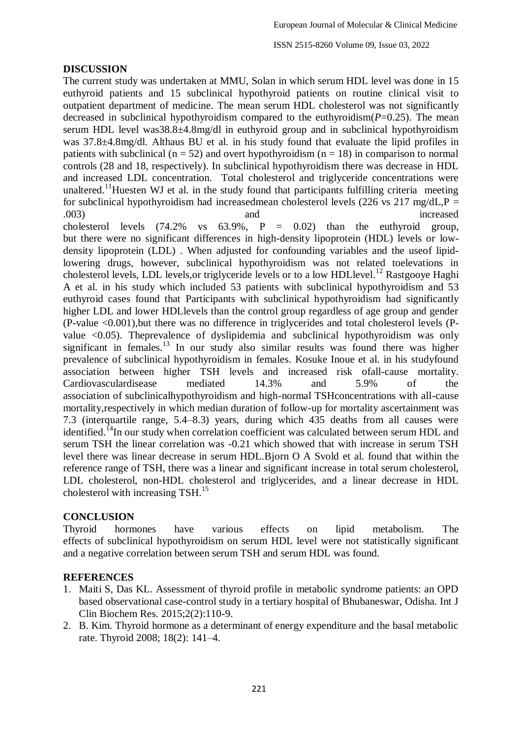## DISCUSSION

The current study was undertaken at MMU, Solan in which serum HDL level was done in 15 euthyroid patients and 15 subclinical hypothyroid patients on routine clinical visit to outpatient department of medicine. The mean serum HDL cholesterol was not significantly decreased in subclinical hypothyroidism compared to the euthyroidism($P$=0.25). The mean serum HDL level was38.8±4.8mg/dl in euthyroid group and in subclinical hypothyroidism was 37.8±4.8mg/dl. Althaus BU et al. in his study found that evaluate the lipid profiles in patients with subclinical ($n = 52$) and overt hypothyroidism ($n = 18$) in comparison to normal controls (28 and 18, respectively). In subclinical hypothyroidism there was decrease in HDL and increased LDL concentration. Total cholesterol and triglyceride concentrations were unaltered.[11]Huesten WJ et al. in the study found that participants fulfilling criteria meeting for subclinical hypothyroidism had increasedmean cholesterol levels (226 vs 217 mg/dL,P = .003) and increased cholesterol levels (74.2% vs 63.9%, P = 0.02) than the euthyroid group, but there were no significant differences in high-density lipoprotein (HDL) levels or low-density lipoprotein (LDL) . When adjusted for confounding variables and the useof lipid-lowering drugs, however, subclinical hypothyroidism was not related toelevations in cholesterol levels, LDL levels,or triglyceride levels or to a low HDLlevel.[12] Rastgooye Haghi A et al. in his study which included 53 patients with subclinical hypothyroidism and 53 euthyroid cases found that Participants with subclinical hypothyroidism had significantly higher LDL and lower HDLlevels than the control group regardless of age group and gender (P-value <0.001),but there was no difference in triglycerides and total cholesterol levels (P-value <0.05). Theprevalence of dyslipidemia and subclinical hypothyroidism was only significant in females.[13] In our study also similar results was found there was higher prevalence of subclinical hypothyroidism in females. Kosuke Inoue et al. in his studyfound association between higher TSH levels and increased risk ofall-cause mortality. Cardiovasculardisease mediated 14.3% and 5.9% of the association of subclinicalhypothyroidism and high-normal TSHconcentrations with all-cause mortality,respectively in which median duration of follow-up for mortality ascertainment was 7.3 (interquartile range, 5.4–8.3) years, during which 435 deaths from all causes were identified.[14]In our study when correlation coefficient was calculated between serum HDL and serum TSH the linear correlation was -0.21 which showed that with increase in serum TSH level there was linear decrease in serum HDL.Bjorn O A Svold et al. found that within the reference range of TSH, there was a linear and significant increase in total serum cholesterol, LDL cholesterol, non-HDL cholesterol and triglycerides, and a linear decrease in HDL cholesterol with increasing TSH.[15]

## CONCLUSION

Thyroid hormones have various effects on lipid metabolism. The effects of subclinical hypothyroidism on serum HDL level were not statistically significant and a negative correlation between serum TSH and serum HDL was found.

## REFERENCES

1. Maiti S, Das KL. Assessment of thyroid profile in metabolic syndrome patients: an OPD based observational case-control study in a tertiary hospital of Bhubaneswar, Odisha. Int J Clin Biochem Res. 2015;2(2):110-9.
2. B. Kim. Thyroid hormone as a determinant of energy expenditure and the basal metabolic rate. Thyroid 2008; 18(2): 141–4.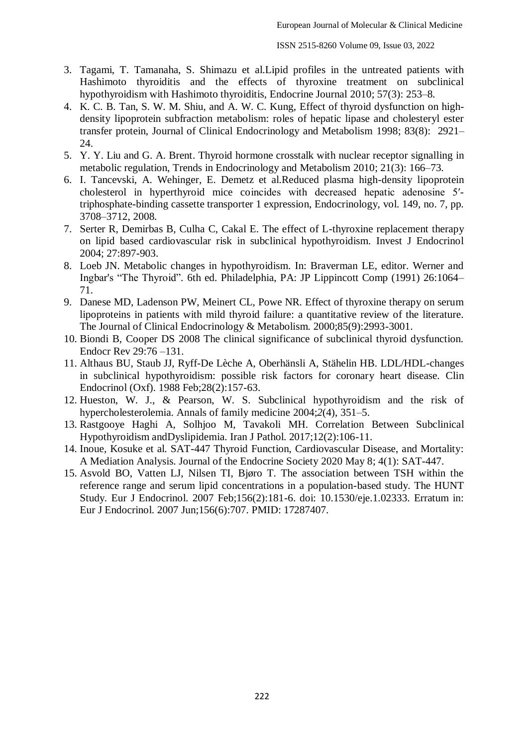3. Tagami, T. Tamanaha, S. Shimazu et al.Lipid profiles in the untreated patients with Hashimoto thyroiditis and the effects of thyroxine treatment on subclinical hypothyroidism with Hashimoto thyroiditis, Endocrine Journal 2010; 57(3): 253–8.
4. K. C. B. Tan, S. W. M. Shiu, and A. W. C. Kung, Effect of thyroid dysfunction on high-density lipoprotein subfraction metabolism: roles of hepatic lipase and cholesteryl ester transfer protein, Journal of Clinical Endocrinology and Metabolism 1998; 83(8): 2921–24.
5. Y. Y. Liu and G. A. Brent. Thyroid hormone crosstalk with nuclear receptor signalling in metabolic regulation, Trends in Endocrinology and Metabolism 2010; 21(3): 166–73.
6. I. Tancevski, A. Wehinger, E. Demetz et al.Reduced plasma high-density lipoprotein cholesterol in hyperthyroid mice coincides with decreased hepatic adenosine 5′-triphosphate-binding cassette transporter 1 expression, Endocrinology, vol. 149, no. 7, pp. 3708–3712, 2008.
7. Serter R, Demirbas B, Culha C, Cakal E. The effect of L-thyroxine replacement therapy on lipid based cardiovascular risk in subclinical hypothyroidism. Invest J Endocrinol 2004; 27:897-903.
8. Loeb JN. Metabolic changes in hypothyroidism. In: Braverman LE, editor. Werner and Ingbar's "The Thyroid". 6th ed. Philadelphia, PA: JP Lippincott Comp (1991) 26:1064–71.
9. Danese MD, Ladenson PW, Meinert CL, Powe NR. Effect of thyroxine therapy on serum lipoproteins in patients with mild thyroid failure: a quantitative review of the literature. The Journal of Clinical Endocrinology & Metabolism. 2000;85(9):2993-3001.
10. Biondi B, Cooper DS 2008 The clinical significance of subclinical thyroid dysfunction. Endocr Rev 29:76 –131.
11. Althaus BU, Staub JJ, Ryff-De Lèche A, Oberhänsli A, Stähelin HB. LDL/HDL-changes in subclinical hypothyroidism: possible risk factors for coronary heart disease. Clin Endocrinol (Oxf). 1988 Feb;28(2):157-63.
12. Hueston, W. J., & Pearson, W. S. Subclinical hypothyroidism and the risk of hypercholesterolemia. Annals of family medicine 2004;2(4), 351–5.
13. Rastgooye Haghi A, Solhjoo M, Tavakoli MH. Correlation Between Subclinical Hypothyroidism andDyslipidemia. Iran J Pathol. 2017;12(2):106-11.
14. Inoue, Kosuke et al. SAT-447 Thyroid Function, Cardiovascular Disease, and Mortality: A Mediation Analysis. Journal of the Endocrine Society 2020 May 8; 4(1): SAT-447.
15. Asvold BO, Vatten LJ, Nilsen TI, Bjøro T. The association between TSH within the reference range and serum lipid concentrations in a population-based study. The HUNT Study. Eur J Endocrinol. 2007 Feb;156(2):181-6. doi: 10.1530/eje.1.02333. Erratum in: Eur J Endocrinol. 2007 Jun;156(6):707. PMID: 17287407.